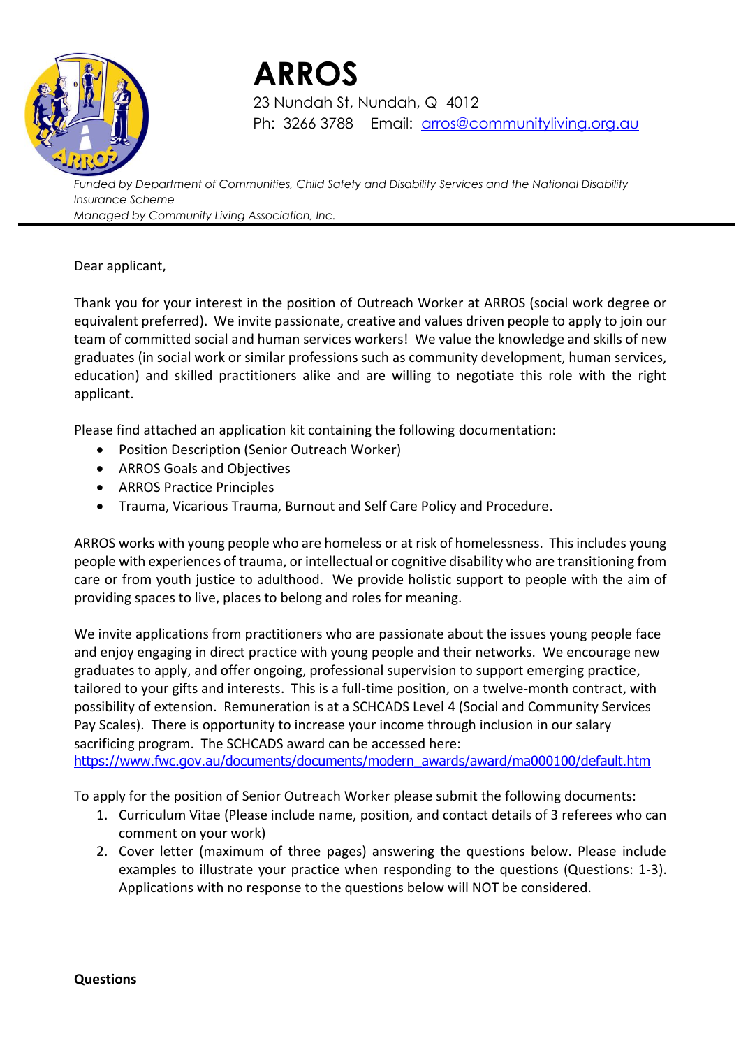# ARROS

23 Nundah St, Nundah, Q 4012

Ph: 3266 3788  Email: [arros@communityliving.org.au](mailto:arros@communityliving.org.au)

*Funded by Department of Communities, Child Safety and Disability Services and the National Disability Insurance Scheme*

*Managed by Community Living Association, Inc.*

---

Dear applicant,

Thank you for your interest in the position of Outreach Worker at ARROS (social work degree or equivalent preferred). We invite passionate, creative and values driven people to apply to join our team of committed social and human services workers! We value the knowledge and skills of new graduates (in social work or similar professions such as community development, human services, education) and skilled practitioners alike and are willing to negotiate this role with the right applicant.

Please find attached an application kit containing the following documentation:

- Position Description (Senior Outreach Worker)
- ARROS Goals and Objectives
- ARROS Practice Principles
- Trauma, Vicarious Trauma, Burnout and Self Care Policy and Procedure.

ARROS works with young people who are homeless or at risk of homelessness. This includes young people with experiences of trauma, or intellectual or cognitive disability who are transitioning from care or from youth justice to adulthood. We provide holistic support to people with the aim of providing spaces to live, places to belong and roles for meaning.

We invite applications from practitioners who are passionate about the issues young people face and enjoy engaging in direct practice with young people and their networks. We encourage new graduates to apply, and offer ongoing, professional supervision to support emerging practice, tailored to your gifts and interests. This is a full-time position, on a twelve-month contract, with possibility of extension. Remuneration is at a SCHCADS Level 4 (Social and Community Services Pay Scales). There is opportunity to increase your income through inclusion in our salary sacrificing program. The SCHCADS award can be accessed here: [https://www.fwc.gov.au/documents/documents/modern_awards/award/ma000100/default.htm](https://www.fwc.gov.au/documents/documents/modern_awards/award/ma000100/default.htm)

To apply for the position of Senior Outreach Worker please submit the following documents:

1. Curriculum Vitae (Please include name, position, and contact details of 3 referees who can comment on your work)
2. Cover letter (maximum of three pages) answering the questions below. Please include examples to illustrate your practice when responding to the questions (Questions: 1-3). Applications with no response to the questions below will NOT be considered.

**Questions**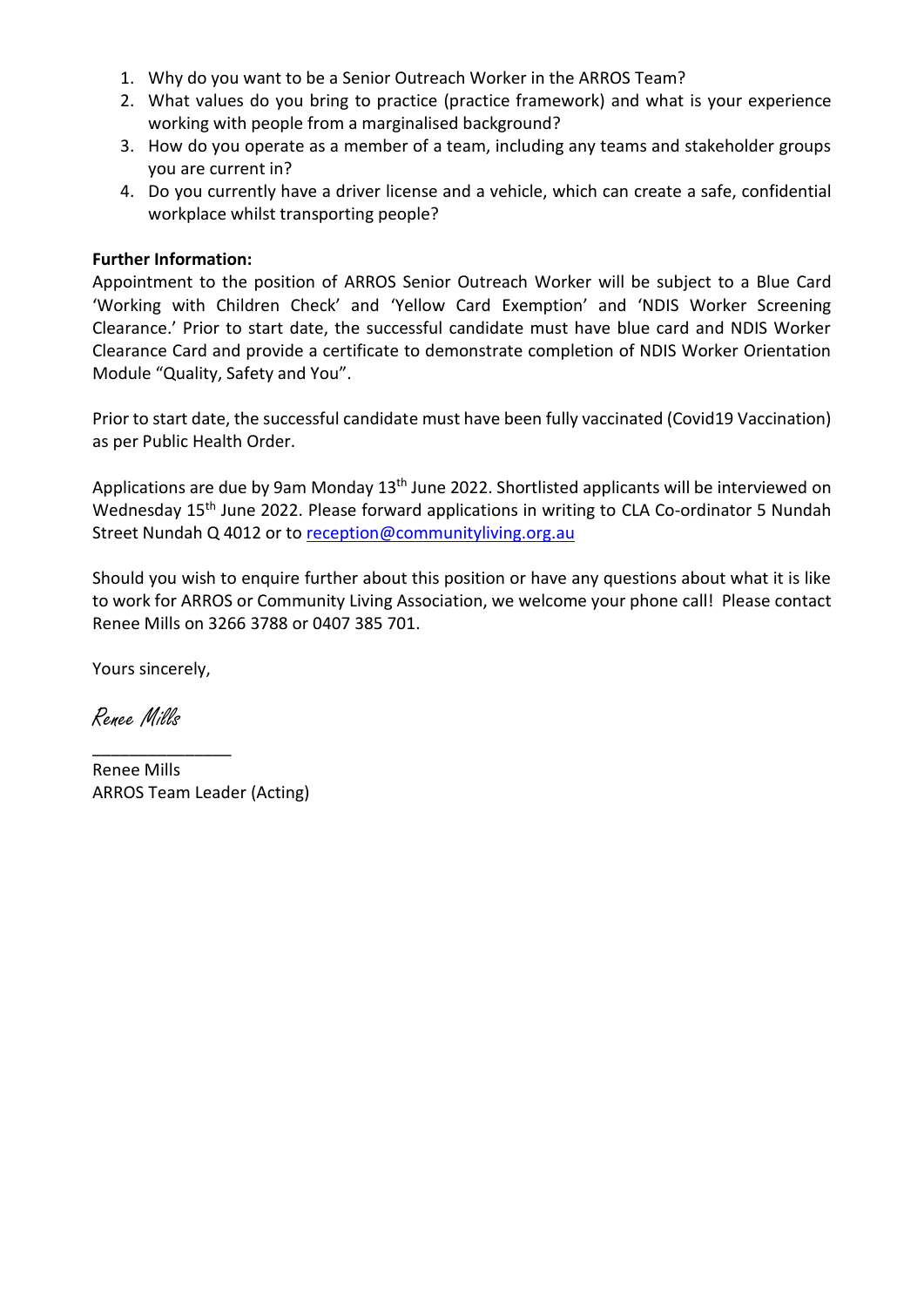1. Why do you want to be a Senior Outreach Worker in the ARROS Team?
2. What values do you bring to practice (practice framework) and what is your experience working with people from a marginalised background?
3. How do you operate as a member of a team, including any teams and stakeholder groups you are current in?
4. Do you currently have a driver license and a vehicle, which can create a safe, confidential workplace whilst transporting people?

**Further Information:**
Appointment to the position of ARROS Senior Outreach Worker will be subject to a Blue Card 'Working with Children Check' and 'Yellow Card Exemption' and 'NDIS Worker Screening Clearance.' Prior to start date, the successful candidate must have blue card and NDIS Worker Clearance Card and provide a certificate to demonstrate completion of NDIS Worker Orientation Module "Quality, Safety and You".

Prior to start date, the successful candidate must have been fully vaccinated (Covid19 Vaccination) as per Public Health Order.

Applications are due by 9am Monday 13th June 2022. Shortlisted applicants will be interviewed on Wednesday 15th June 2022. Please forward applications in writing to CLA Co-ordinator 5 Nundah Street Nundah Q 4012 or to reception@communityliving.org.au

Should you wish to enquire further about this position or have any questions about what it is like to work for ARROS or Community Living Association, we welcome your phone call! Please contact Renee Mills on 3266 3788 or 0407 385 701.

Yours sincerely,

*Renee Mills*

_______________

Renee Mills
ARROS Team Leader (Acting)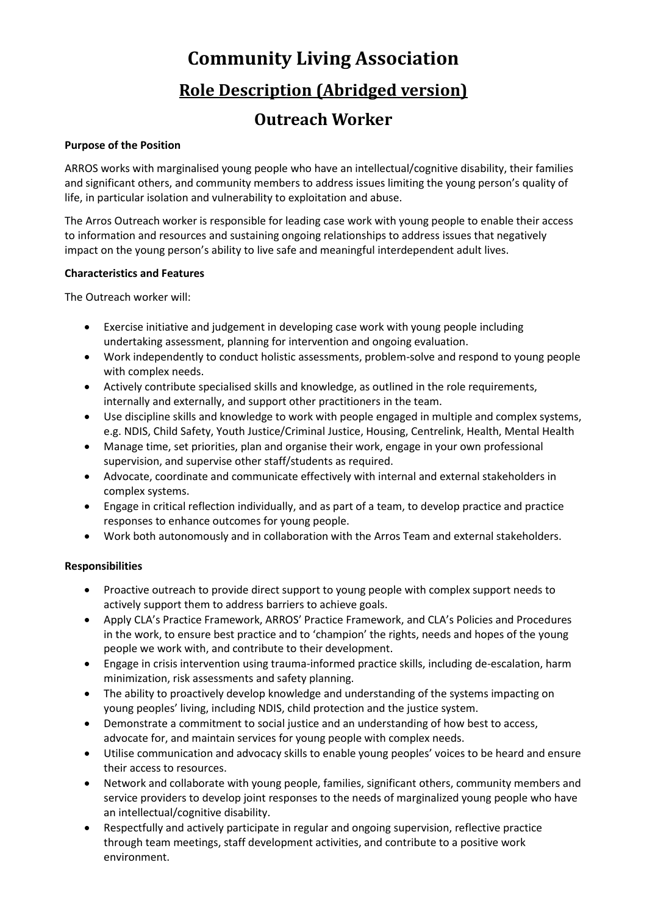# Community Living Association

## Role Description (Abridged version)

## Outreach Worker

**Purpose of the Position**

ARROS works with marginalised young people who have an intellectual/cognitive disability, their families and significant others, and community members to address issues limiting the young person's quality of life, in particular isolation and vulnerability to exploitation and abuse.

The Arros Outreach worker is responsible for leading case work with young people to enable their access to information and resources and sustaining ongoing relationships to address issues that negatively impact on the young person's ability to live safe and meaningful interdependent adult lives.

**Characteristics and Features**

The Outreach worker will:

- Exercise initiative and judgement in developing case work with young people including undertaking assessment, planning for intervention and ongoing evaluation.
- Work independently to conduct holistic assessments, problem-solve and respond to young people with complex needs.
- Actively contribute specialised skills and knowledge, as outlined in the role requirements, internally and externally, and support other practitioners in the team.
- Use discipline skills and knowledge to work with people engaged in multiple and complex systems, e.g. NDIS, Child Safety, Youth Justice/Criminal Justice, Housing, Centrelink, Health, Mental Health
- Manage time, set priorities, plan and organise their work, engage in your own professional supervision, and supervise other staff/students as required.
- Advocate, coordinate and communicate effectively with internal and external stakeholders in complex systems.
- Engage in critical reflection individually, and as part of a team, to develop practice and practice responses to enhance outcomes for young people.
- Work both autonomously and in collaboration with the Arros Team and external stakeholders.

**Responsibilities**

- Proactive outreach to provide direct support to young people with complex support needs to actively support them to address barriers to achieve goals.
- Apply CLA's Practice Framework, ARROS' Practice Framework, and CLA's Policies and Procedures in the work, to ensure best practice and to 'champion' the rights, needs and hopes of the young people we work with, and contribute to their development.
- Engage in crisis intervention using trauma-informed practice skills, including de-escalation, harm minimization, risk assessments and safety planning.
- The ability to proactively develop knowledge and understanding of the systems impacting on young peoples' living, including NDIS, child protection and the justice system.
- Demonstrate a commitment to social justice and an understanding of how best to access, advocate for, and maintain services for young people with complex needs.
- Utilise communication and advocacy skills to enable young peoples' voices to be heard and ensure their access to resources.
- Network and collaborate with young people, families, significant others, community members and service providers to develop joint responses to the needs of marginalized young people who have an intellectual/cognitive disability.
- Respectfully and actively participate in regular and ongoing supervision, reflective practice through team meetings, staff development activities, and contribute to a positive work environment.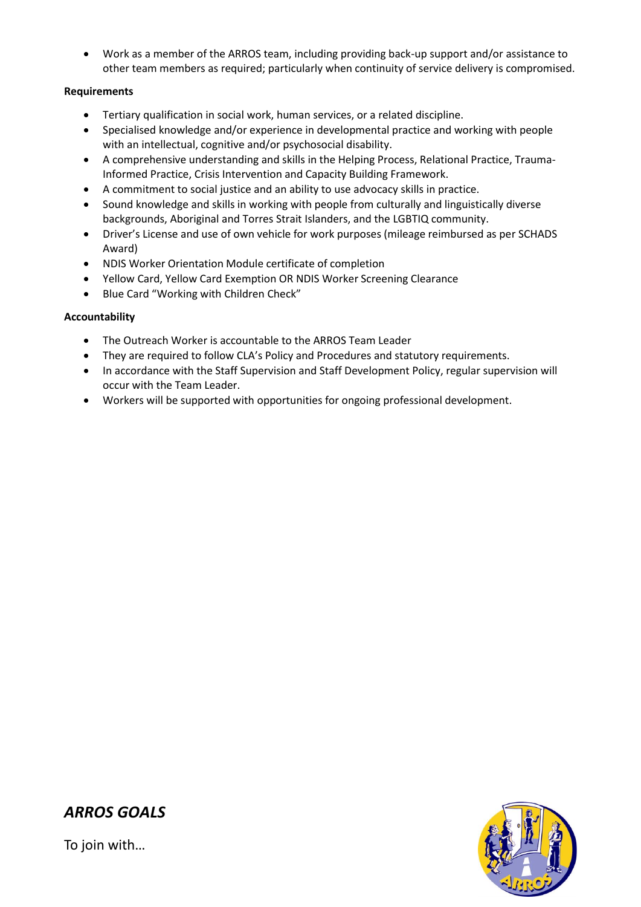- Work as a member of the ARROS team, including providing back-up support and/or assistance to other team members as required; particularly when continuity of service delivery is compromised.

**Requirements**

- Tertiary qualification in social work, human services, or a related discipline.
- Specialised knowledge and/or experience in developmental practice and working with people with an intellectual, cognitive and/or psychosocial disability.
- A comprehensive understanding and skills in the Helping Process, Relational Practice, Trauma-Informed Practice, Crisis Intervention and Capacity Building Framework.
- A commitment to social justice and an ability to use advocacy skills in practice.
- Sound knowledge and skills in working with people from culturally and linguistically diverse backgrounds, Aboriginal and Torres Strait Islanders, and the LGBTIQ community.
- Driver's License and use of own vehicle for work purposes (mileage reimbursed as per SCHADS Award)
- NDIS Worker Orientation Module certificate of completion
- Yellow Card, Yellow Card Exemption OR NDIS Worker Screening Clearance
- Blue Card "Working with Children Check"

**Accountability**

- The Outreach Worker is accountable to the ARROS Team Leader
- They are required to follow CLA's Policy and Procedures and statutory requirements.
- In accordance with the Staff Supervision and Staff Development Policy, regular supervision will occur with the Team Leader.
- Workers will be supported with opportunities for ongoing professional development.

## *ARROS GOALS*

To join with…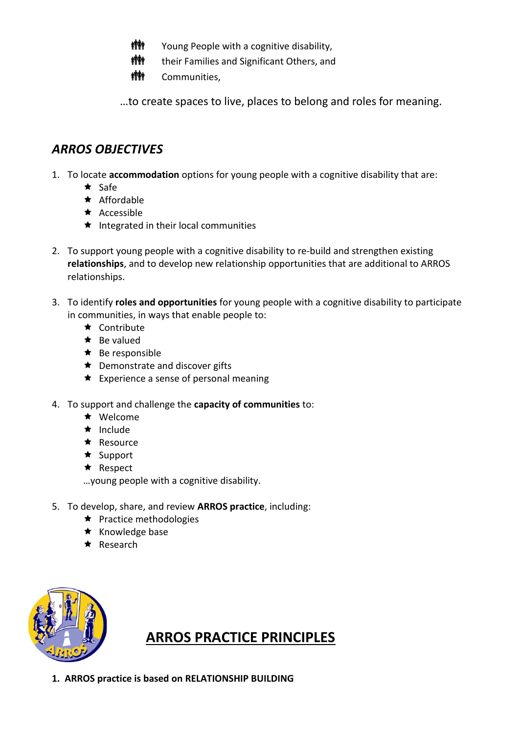- Young People with a cognitive disability,
- their Families and Significant Others, and
- Communities,

…to create spaces to live, places to belong and roles for meaning.

## *ARROS OBJECTIVES*

1. To locate **accommodation** options for young people with a cognitive disability that are:
   - Safe
   - Affordable
   - Accessible
   - Integrated in their local communities

2. To support young people with a cognitive disability to re-build and strengthen existing **relationships**, and to develop new relationship opportunities that are additional to ARROS relationships.

3. To identify **roles and opportunities** for young people with a cognitive disability to participate in communities, in ways that enable people to:
   - Contribute
   - Be valued
   - Be responsible
   - Demonstrate and discover gifts
   - Experience a sense of personal meaning

4. To support and challenge the **capacity of communities** to:
   - Welcome
   - Include
   - Resource
   - Support
   - Respect

   …young people with a cognitive disability.

5. To develop, share, and review **ARROS practice**, including:
   - Practice methodologies
   - Knowledge base
   - Research

## ARROS PRACTICE PRINCIPLES

**1. ARROS practice is based on RELATIONSHIP BUILDING**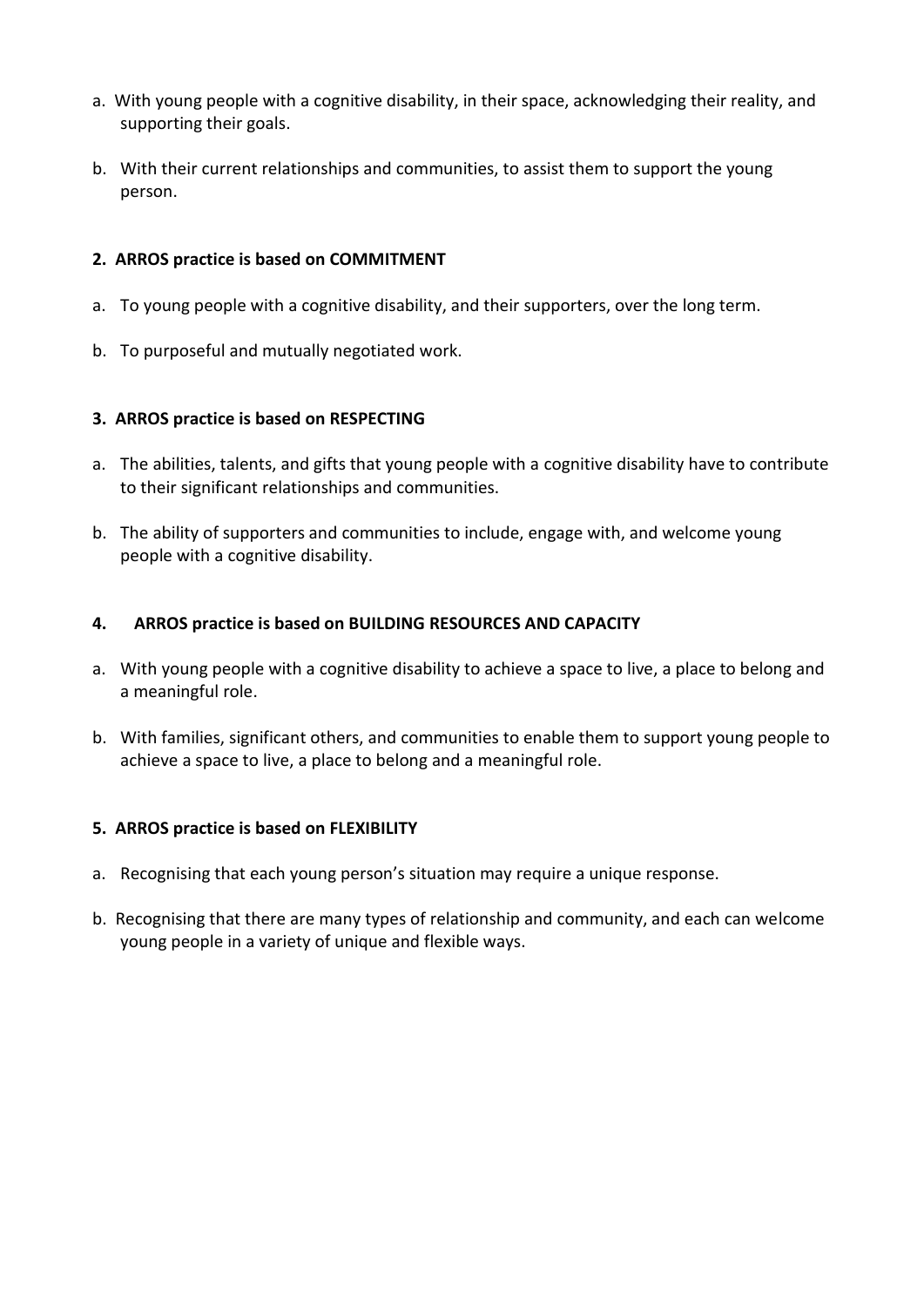a. With young people with a cognitive disability, in their space, acknowledging their reality, and supporting their goals.

b. With their current relationships and communities, to assist them to support the young person.

**2. ARROS practice is based on COMMITMENT**

a. To young people with a cognitive disability, and their supporters, over the long term.

b. To purposeful and mutually negotiated work.

**3. ARROS practice is based on RESPECTING**

a. The abilities, talents, and gifts that young people with a cognitive disability have to contribute to their significant relationships and communities.

b. The ability of supporters and communities to include, engage with, and welcome young people with a cognitive disability.

**4. ARROS practice is based on BUILDING RESOURCES AND CAPACITY**

a. With young people with a cognitive disability to achieve a space to live, a place to belong and a meaningful role.

b. With families, significant others, and communities to enable them to support young people to achieve a space to live, a place to belong and a meaningful role.

**5. ARROS practice is based on FLEXIBILITY**

a. Recognising that each young person's situation may require a unique response.

b. Recognising that there are many types of relationship and community, and each can welcome young people in a variety of unique and flexible ways.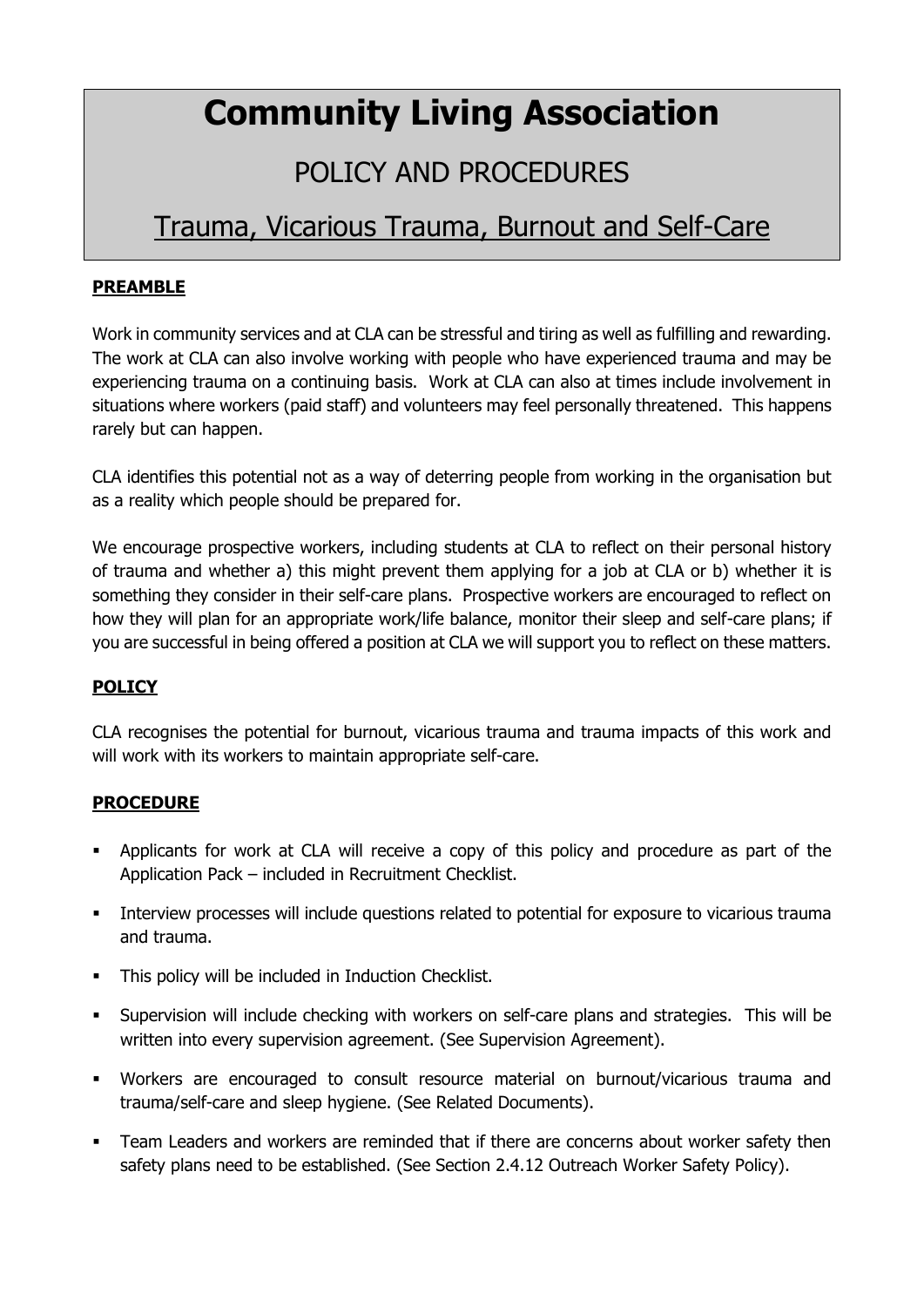# Community Living Association

## POLICY AND PROCEDURES

## Trauma, Vicarious Trauma, Burnout and Self-Care

**PREAMBLE**

Work in community services and at CLA can be stressful and tiring as well as fulfilling and rewarding. The work at CLA can also involve working with people who have experienced trauma and may be experiencing trauma on a continuing basis. Work at CLA can also at times include involvement in situations where workers (paid staff) and volunteers may feel personally threatened. This happens rarely but can happen.

CLA identifies this potential not as a way of deterring people from working in the organisation but as a reality which people should be prepared for.

We encourage prospective workers, including students at CLA to reflect on their personal history of trauma and whether a) this might prevent them applying for a job at CLA or b) whether it is something they consider in their self-care plans. Prospective workers are encouraged to reflect on how they will plan for an appropriate work/life balance, monitor their sleep and self-care plans; if you are successful in being offered a position at CLA we will support you to reflect on these matters.

**POLICY**

CLA recognises the potential for burnout, vicarious trauma and trauma impacts of this work and will work with its workers to maintain appropriate self-care.

**PROCEDURE**

- Applicants for work at CLA will receive a copy of this policy and procedure as part of the Application Pack – included in Recruitment Checklist.
- Interview processes will include questions related to potential for exposure to vicarious trauma and trauma.
- This policy will be included in Induction Checklist.
- Supervision will include checking with workers on self-care plans and strategies. This will be written into every supervision agreement. (See Supervision Agreement).
- Workers are encouraged to consult resource material on burnout/vicarious trauma and trauma/self-care and sleep hygiene. (See Related Documents).
- Team Leaders and workers are reminded that if there are concerns about worker safety then safety plans need to be established. (See Section 2.4.12 Outreach Worker Safety Policy).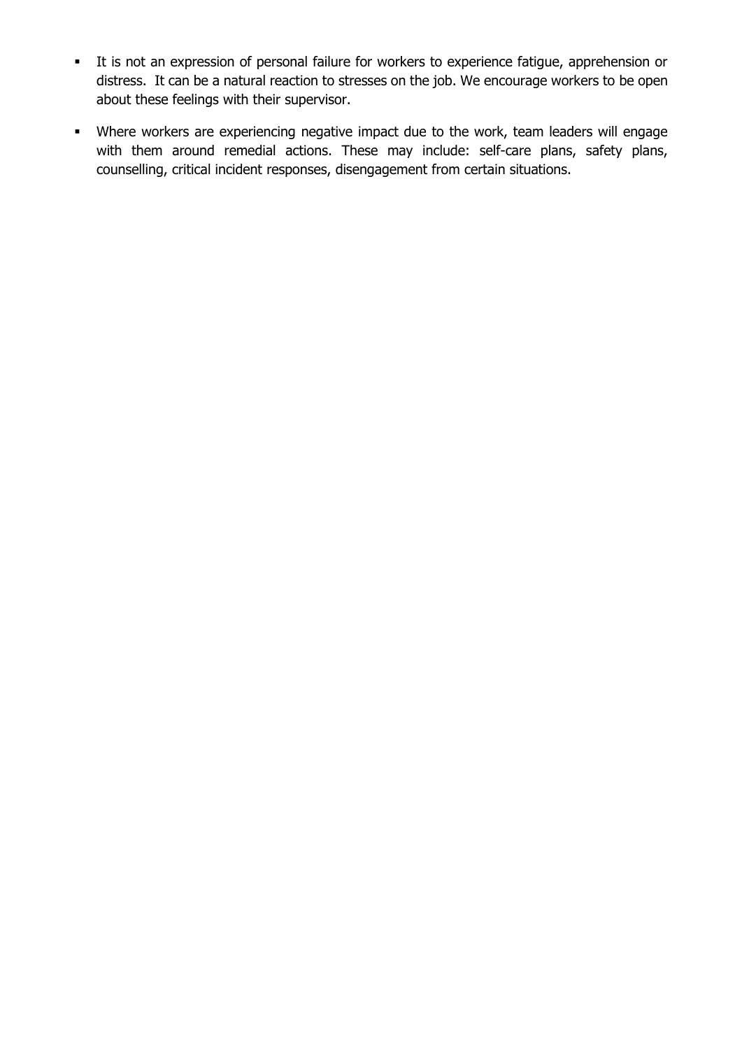- It is not an expression of personal failure for workers to experience fatigue, apprehension or distress. It can be a natural reaction to stresses on the job. We encourage workers to be open about these feelings with their supervisor.
- Where workers are experiencing negative impact due to the work, team leaders will engage with them around remedial actions. These may include: self-care plans, safety plans, counselling, critical incident responses, disengagement from certain situations.